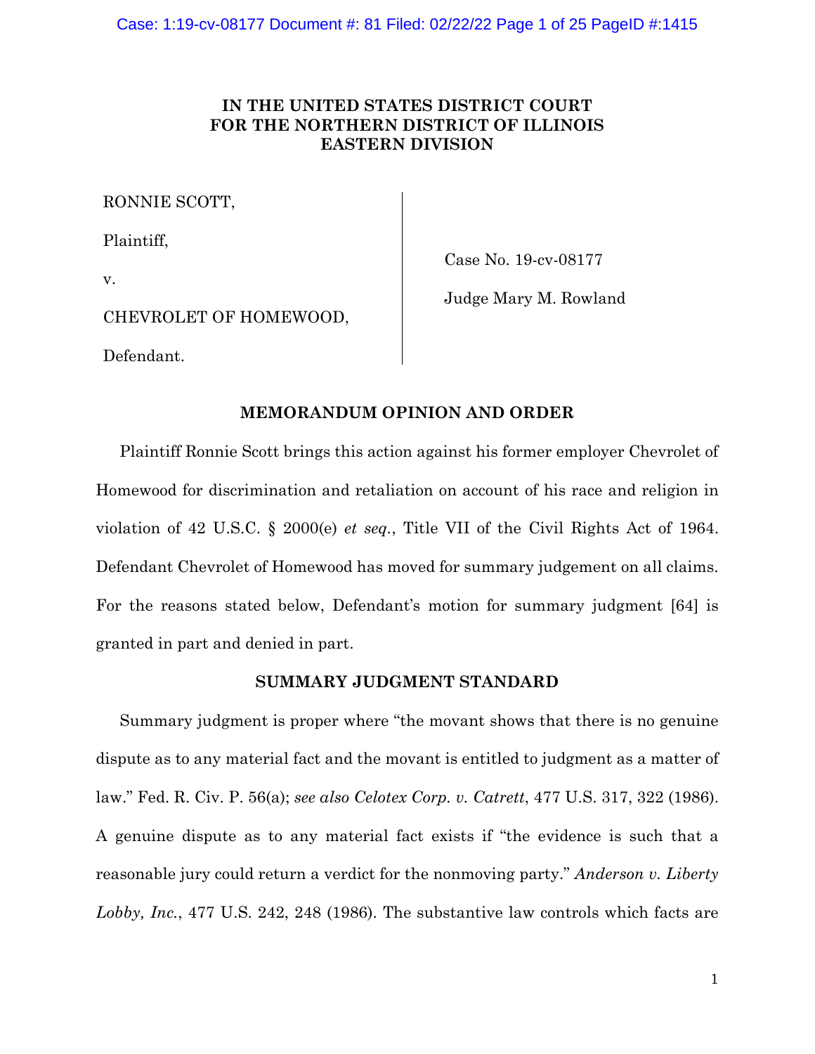**IN THE UNITED STATES DISTRICT COURT**
**FOR THE NORTHERN DISTRICT OF ILLINOIS**
**EASTERN DIVISION**

RONNIE SCOTT,

Plaintiff,

v.

CHEVROLET OF HOMEWOOD,

Defendant.

Case No. 19-cv-08177

Judge Mary M. Rowland

**MEMORANDUM OPINION AND ORDER**

Plaintiff Ronnie Scott brings this action against his former employer Chevrolet of Homewood for discrimination and retaliation on account of his race and religion in violation of 42 U.S.C. § 2000(e) *et seq.*, Title VII of the Civil Rights Act of 1964. Defendant Chevrolet of Homewood has moved for summary judgement on all claims. For the reasons stated below, Defendant's motion for summary judgment [64] is granted in part and denied in part.

**SUMMARY JUDGMENT STANDARD**

Summary judgment is proper where "the movant shows that there is no genuine dispute as to any material fact and the movant is entitled to judgment as a matter of law." Fed. R. Civ. P. 56(a); *see also Celotex Corp. v. Catrett*, 477 U.S. 317, 322 (1986). A genuine dispute as to any material fact exists if "the evidence is such that a reasonable jury could return a verdict for the nonmoving party." *Anderson v. Liberty Lobby, Inc.*, 477 U.S. 242, 248 (1986). The substantive law controls which facts are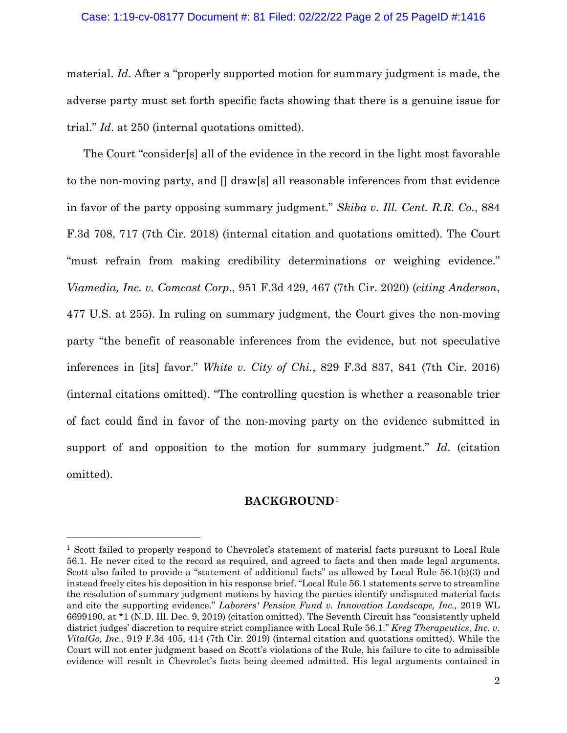material. *Id*. After a "properly supported motion for summary judgment is made, the adverse party must set forth specific facts showing that there is a genuine issue for trial." *Id*. at 250 (internal quotations omitted).

The Court "consider[s] all of the evidence in the record in the light most favorable to the non-moving party, and [] draw[s] all reasonable inferences from that evidence in favor of the party opposing summary judgment." *Skiba v. Ill. Cent. R.R. Co.*, 884 F.3d 708, 717 (7th Cir. 2018) (internal citation and quotations omitted). The Court "must refrain from making credibility determinations or weighing evidence." *Viamedia, Inc. v. Comcast Corp*., 951 F.3d 429, 467 (7th Cir. 2020) (*citing Anderson*, 477 U.S. at 255). In ruling on summary judgment, the Court gives the non-moving party "the benefit of reasonable inferences from the evidence, but not speculative inferences in [its] favor." *White v. City of Chi.*, 829 F.3d 837, 841 (7th Cir. 2016) (internal citations omitted). "The controlling question is whether a reasonable trier of fact could find in favor of the non-moving party on the evidence submitted in support of and opposition to the motion for summary judgment." *Id*. (citation omitted).

## BACKGROUND[1]

[1] Scott failed to properly respond to Chevrolet's statement of material facts pursuant to Local Rule 56.1. He never cited to the record as required, and agreed to facts and then made legal arguments. Scott also failed to provide a "statement of additional facts" as allowed by Local Rule 56.1(b)(3) and instead freely cites his deposition in his response brief. "Local Rule 56.1 statements serve to streamline the resolution of summary judgment motions by having the parties identify undisputed material facts and cite the supporting evidence." ***Laborers' Pension Fund v. Innovation Landscape, Inc.,*** 2019 WL 6699190, at *1 (N.D. Ill. Dec. 9, 2019) (citation omitted). The Seventh Circuit has "consistently upheld district judges' discretion to require strict compliance with Local Rule 56.1." *Kreg Therapeutics, Inc. v. VitalGo, Inc*., 919 F.3d 405, 414 (7th Cir. 2019) (internal citation and quotations omitted). While the Court will not enter judgment based on Scott's violations of the Rule, his failure to cite to admissible evidence will result in Chevrolet's facts being deemed admitted. His legal arguments contained in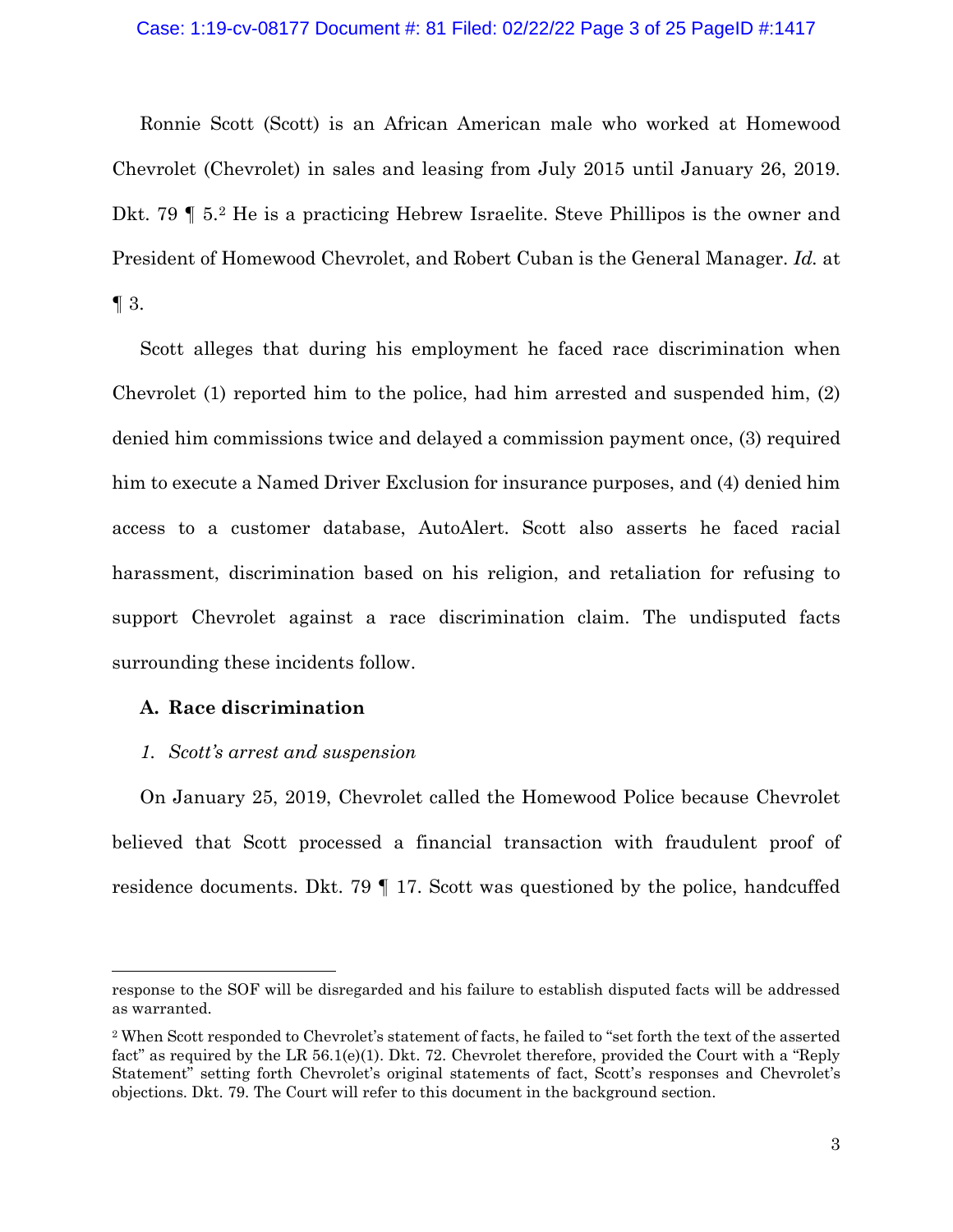Ronnie Scott (Scott) is an African American male who worked at Homewood Chevrolet (Chevrolet) in sales and leasing from July 2015 until January 26, 2019. Dkt. 79 ¶ 5.[2] He is a practicing Hebrew Israelite. Steve Phillipos is the owner and President of Homewood Chevrolet, and Robert Cuban is the General Manager. *Id.* at ¶ 3.

Scott alleges that during his employment he faced race discrimination when Chevrolet (1) reported him to the police, had him arrested and suspended him, (2) denied him commissions twice and delayed a commission payment once, (3) required him to execute a Named Driver Exclusion for insurance purposes, and (4) denied him access to a customer database, AutoAlert. Scott also asserts he faced racial harassment, discrimination based on his religion, and retaliation for refusing to support Chevrolet against a race discrimination claim. The undisputed facts surrounding these incidents follow.

**A. Race discrimination**

*1. Scott's arrest and suspension*

On January 25, 2019, Chevrolet called the Homewood Police because Chevrolet believed that Scott processed a financial transaction with fraudulent proof of residence documents. Dkt. 79 ¶ 17. Scott was questioned by the police, handcuffed

---

response to the SOF will be disregarded and his failure to establish disputed facts will be addressed as warranted.

[2] When Scott responded to Chevrolet's statement of facts, he failed to "set forth the text of the asserted fact" as required by the LR 56.1(e)(1). Dkt. 72. Chevrolet therefore, provided the Court with a "Reply Statement" setting forth Chevrolet's original statements of fact, Scott's responses and Chevrolet's objections. Dkt. 79. The Court will refer to this document in the background section.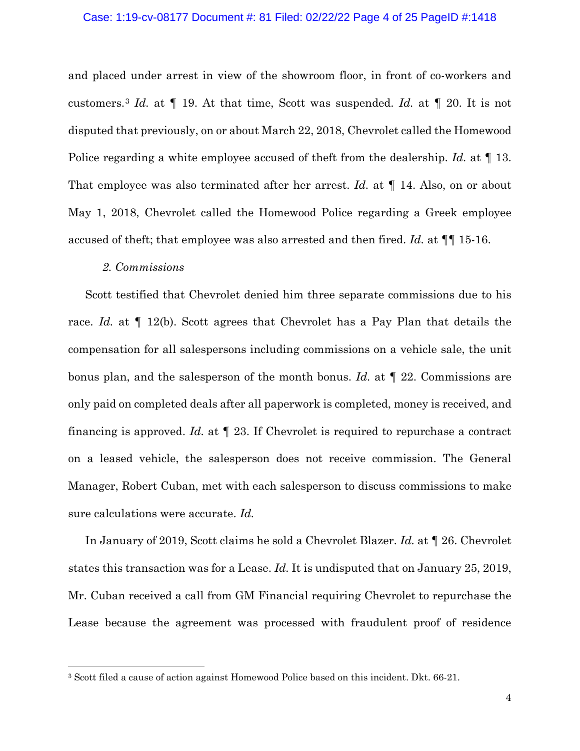and placed under arrest in view of the showroom floor, in front of co-workers and customers.[3] *Id.* at ¶ 19. At that time, Scott was suspended. *Id.* at ¶ 20. It is not disputed that previously, on or about March 22, 2018, Chevrolet called the Homewood Police regarding a white employee accused of theft from the dealership. *Id.* at ¶ 13. That employee was also terminated after her arrest. *Id.* at ¶ 14. Also, on or about May 1, 2018, Chevrolet called the Homewood Police regarding a Greek employee accused of theft; that employee was also arrested and then fired. *Id.* at ¶¶ 15-16.

*2. Commissions*

Scott testified that Chevrolet denied him three separate commissions due to his race. *Id.* at ¶ 12(b). Scott agrees that Chevrolet has a Pay Plan that details the compensation for all salespersons including commissions on a vehicle sale, the unit bonus plan, and the salesperson of the month bonus. *Id.* at ¶ 22. Commissions are only paid on completed deals after all paperwork is completed, money is received, and financing is approved. *Id.* at ¶ 23. If Chevrolet is required to repurchase a contract on a leased vehicle, the salesperson does not receive commission. The General Manager, Robert Cuban, met with each salesperson to discuss commissions to make sure calculations were accurate. *Id.*

In January of 2019, Scott claims he sold a Chevrolet Blazer. *Id.* at ¶ 26. Chevrolet states this transaction was for a Lease. *Id.* It is undisputed that on January 25, 2019, Mr. Cuban received a call from GM Financial requiring Chevrolet to repurchase the Lease because the agreement was processed with fraudulent proof of residence

---

[3] Scott filed a cause of action against Homewood Police based on this incident. Dkt. 66-21.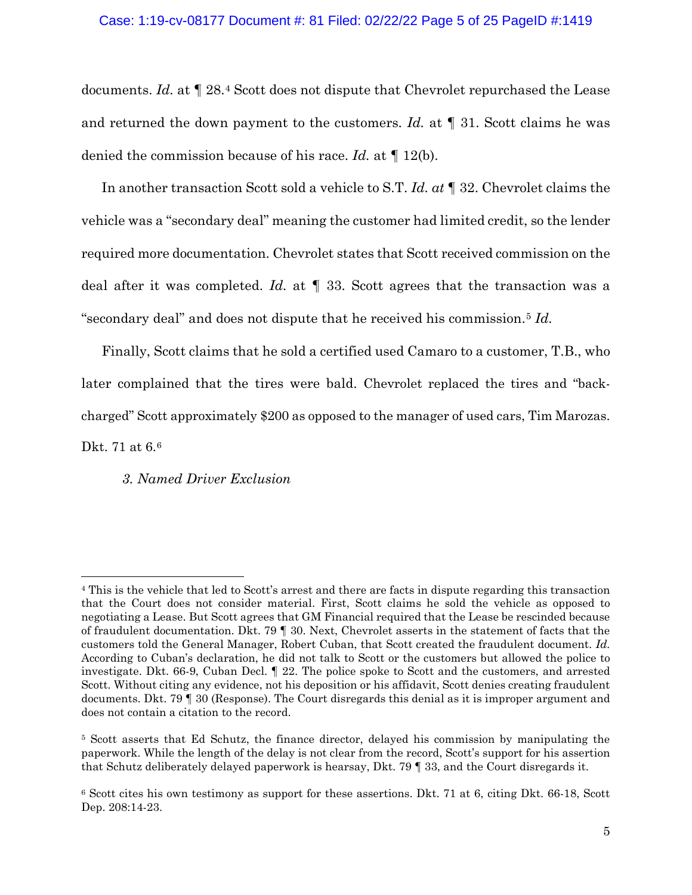documents. *Id.* at ¶ 28.[4] Scott does not dispute that Chevrolet repurchased the Lease and returned the down payment to the customers. *Id.* at ¶ 31. Scott claims he was denied the commission because of his race. *Id.* at ¶ 12(b).

In another transaction Scott sold a vehicle to S.T. *Id. at* ¶ 32. Chevrolet claims the vehicle was a "secondary deal" meaning the customer had limited credit, so the lender required more documentation. Chevrolet states that Scott received commission on the deal after it was completed. *Id.* at ¶ 33. Scott agrees that the transaction was a "secondary deal" and does not dispute that he received his commission.[5] *Id.*

Finally, Scott claims that he sold a certified used Camaro to a customer, T.B., who later complained that the tires were bald. Chevrolet replaced the tires and "back-charged" Scott approximately $200 as opposed to the manager of used cars, Tim Marozas. Dkt. 71 at 6.[6]

*3. Named Driver Exclusion*

---

[4] This is the vehicle that led to Scott's arrest and there are facts in dispute regarding this transaction that the Court does not consider material. First, Scott claims he sold the vehicle as opposed to negotiating a Lease. But Scott agrees that GM Financial required that the Lease be rescinded because of fraudulent documentation. Dkt. 79 ¶ 30. Next, Chevrolet asserts in the statement of facts that the customers told the General Manager, Robert Cuban, that Scott created the fraudulent document. *Id.* According to Cuban's declaration, he did not talk to Scott or the customers but allowed the police to investigate. Dkt. 66-9, Cuban Decl. ¶ 22. The police spoke to Scott and the customers, and arrested Scott. Without citing any evidence, not his deposition or his affidavit, Scott denies creating fraudulent documents. Dkt. 79 ¶ 30 (Response). The Court disregards this denial as it is improper argument and does not contain a citation to the record.

[5] Scott asserts that Ed Schutz, the finance director, delayed his commission by manipulating the paperwork. While the length of the delay is not clear from the record, Scott's support for his assertion that Schutz deliberately delayed paperwork is hearsay, Dkt. 79 ¶ 33, and the Court disregards it.

[6] Scott cites his own testimony as support for these assertions. Dkt. 71 at 6, citing Dkt. 66-18, Scott Dep. 208:14-23.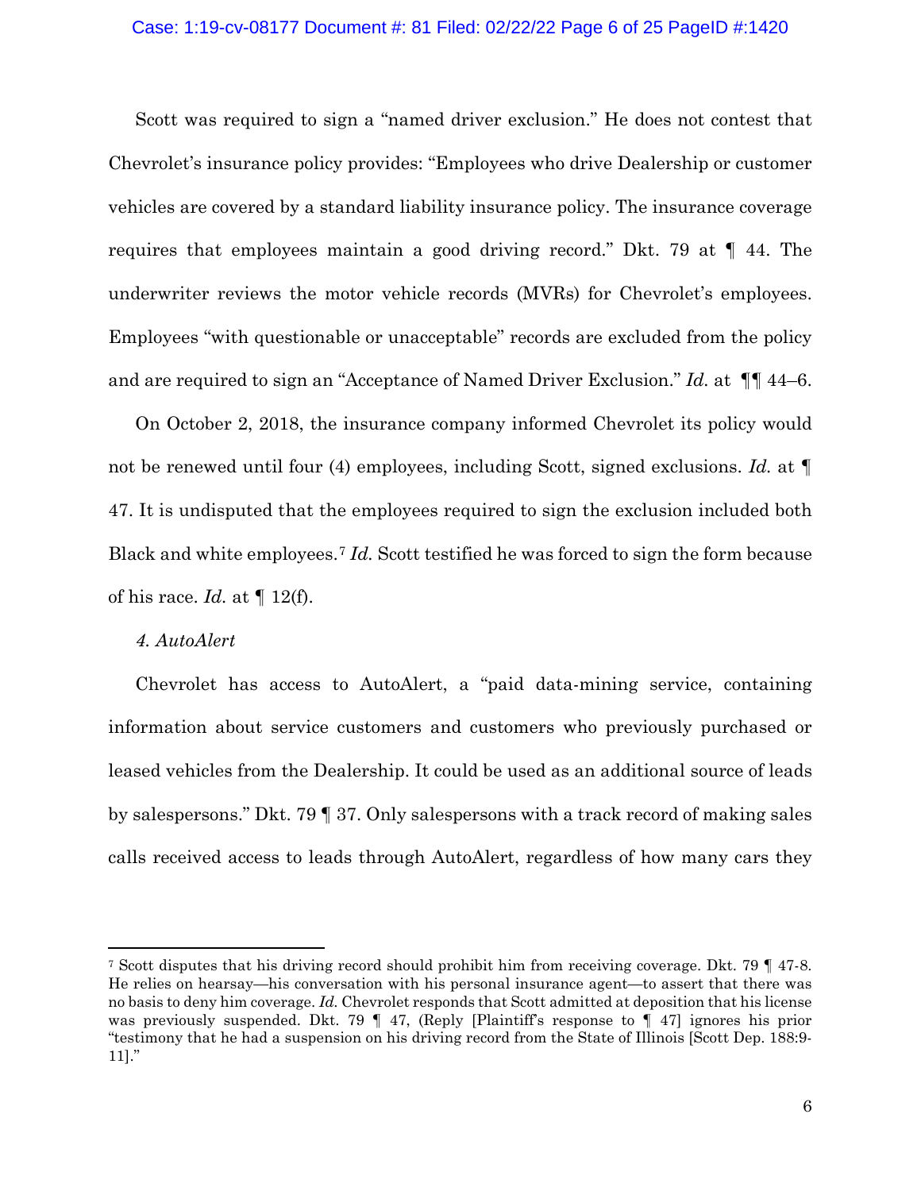Scott was required to sign a "named driver exclusion." He does not contest that Chevrolet's insurance policy provides: "Employees who drive Dealership or customer vehicles are covered by a standard liability insurance policy. The insurance coverage requires that employees maintain a good driving record." Dkt. 79 at ¶ 44. The underwriter reviews the motor vehicle records (MVRs) for Chevrolet's employees. Employees "with questionable or unacceptable" records are excluded from the policy and are required to sign an "Acceptance of Named Driver Exclusion." *Id.* at ¶¶ 44–6.

On October 2, 2018, the insurance company informed Chevrolet its policy would not be renewed until four (4) employees, including Scott, signed exclusions. *Id.* at ¶ 47. It is undisputed that the employees required to sign the exclusion included both Black and white employees.[7] *Id.* Scott testified he was forced to sign the form because of his race. *Id.* at ¶ 12(f).

*4. AutoAlert*

Chevrolet has access to AutoAlert, a "paid data-mining service, containing information about service customers and customers who previously purchased or leased vehicles from the Dealership. It could be used as an additional source of leads by salespersons." Dkt. 79 ¶ 37. Only salespersons with a track record of making sales calls received access to leads through AutoAlert, regardless of how many cars they

---

[7] Scott disputes that his driving record should prohibit him from receiving coverage. Dkt. 79 ¶ 47-8. He relies on hearsay—his conversation with his personal insurance agent—to assert that there was no basis to deny him coverage. *Id.* Chevrolet responds that Scott admitted at deposition that his license was previously suspended. Dkt. 79 ¶ 47, (Reply [Plaintiff's response to ¶ 47] ignores his prior "testimony that he had a suspension on his driving record from the State of Illinois [Scott Dep. 188:9-11]."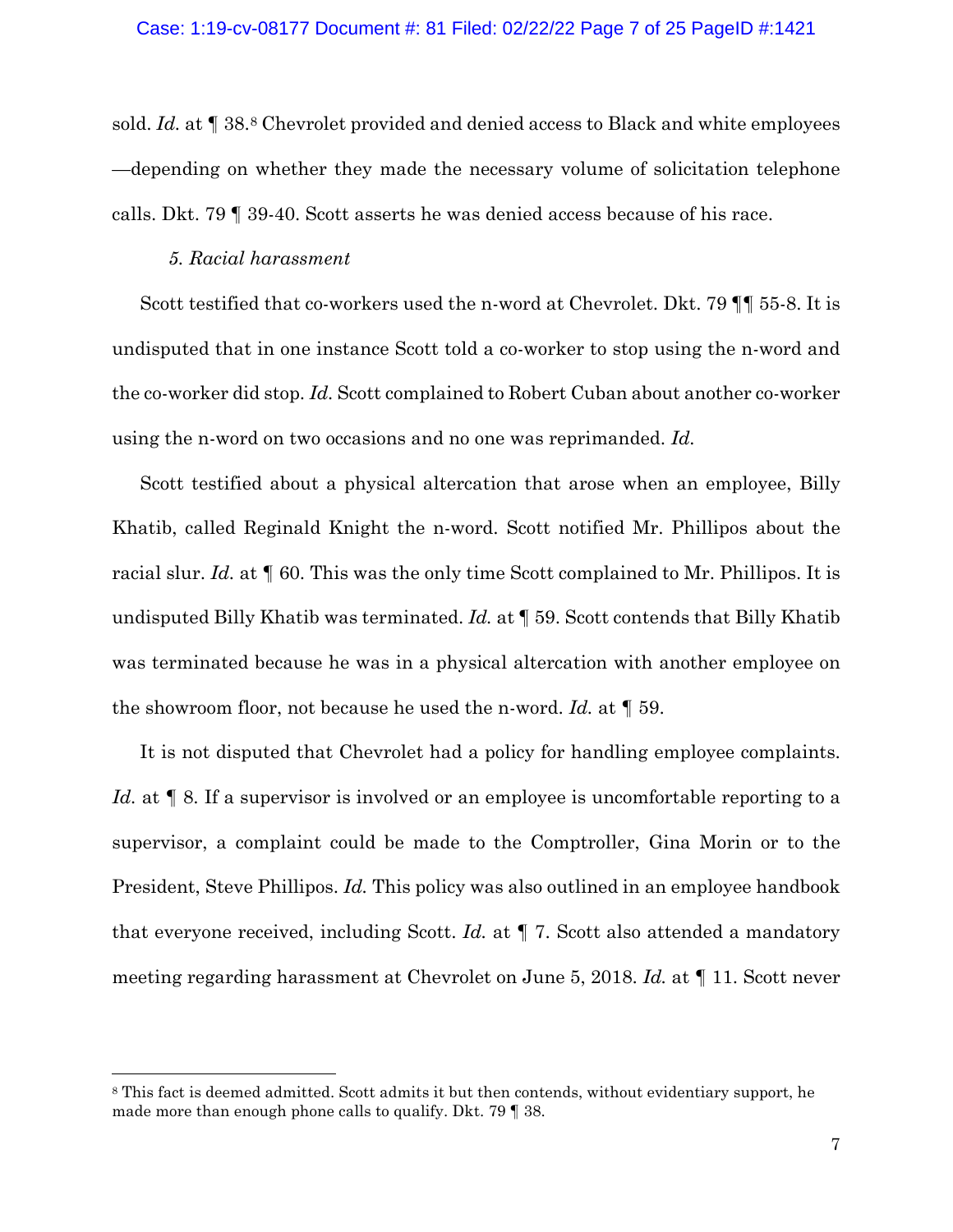sold. *Id.* at ¶ 38.[8] Chevrolet provided and denied access to Black and white employees —depending on whether they made the necessary volume of solicitation telephone calls. Dkt. 79 ¶ 39-40. Scott asserts he was denied access because of his race.

*5. Racial harassment*

Scott testified that co-workers used the n-word at Chevrolet. Dkt. 79 ¶¶ 55-8. It is undisputed that in one instance Scott told a co-worker to stop using the n-word and the co-worker did stop. *Id.* Scott complained to Robert Cuban about another co-worker using the n-word on two occasions and no one was reprimanded. *Id.*

Scott testified about a physical altercation that arose when an employee, Billy Khatib, called Reginald Knight the n-word. Scott notified Mr. Phillipos about the racial slur. *Id.* at ¶ 60. This was the only time Scott complained to Mr. Phillipos. It is undisputed Billy Khatib was terminated. *Id.* at ¶ 59. Scott contends that Billy Khatib was terminated because he was in a physical altercation with another employee on the showroom floor, not because he used the n-word. *Id.* at ¶ 59.

It is not disputed that Chevrolet had a policy for handling employee complaints. *Id.* at ¶ 8. If a supervisor is involved or an employee is uncomfortable reporting to a supervisor, a complaint could be made to the Comptroller, Gina Morin or to the President, Steve Phillipos. *Id.* This policy was also outlined in an employee handbook that everyone received, including Scott. *Id.* at ¶ 7. Scott also attended a mandatory meeting regarding harassment at Chevrolet on June 5, 2018. *Id.* at ¶ 11. Scott never

---

[8] This fact is deemed admitted. Scott admits it but then contends, without evidentiary support, he made more than enough phone calls to qualify. Dkt. 79 ¶ 38.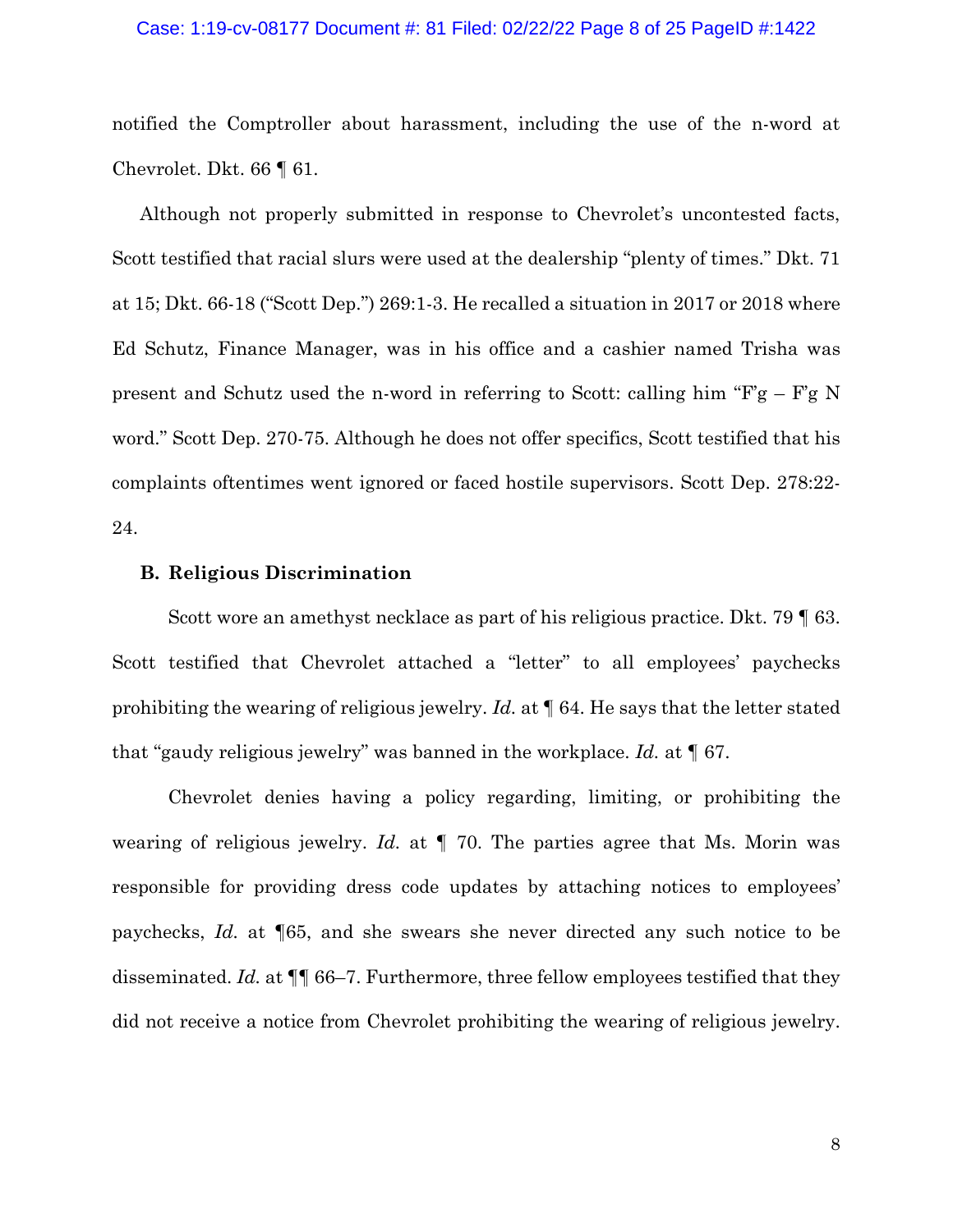notified the Comptroller about harassment, including the use of the n-word at Chevrolet. Dkt. 66 ¶ 61.

Although not properly submitted in response to Chevrolet's uncontested facts, Scott testified that racial slurs were used at the dealership "plenty of times." Dkt. 71 at 15; Dkt. 66-18 ("Scott Dep.") 269:1-3. He recalled a situation in 2017 or 2018 where Ed Schutz, Finance Manager, was in his office and a cashier named Trisha was present and Schutz used the n-word in referring to Scott: calling him "F'g – F'g N word." Scott Dep. 270-75. Although he does not offer specifics, Scott testified that his complaints oftentimes went ignored or faced hostile supervisors. Scott Dep. 278:22-24.

### B. Religious Discrimination

Scott wore an amethyst necklace as part of his religious practice. Dkt. 79 ¶ 63. Scott testified that Chevrolet attached a "letter" to all employees' paychecks prohibiting the wearing of religious jewelry. *Id.* at ¶ 64. He says that the letter stated that "gaudy religious jewelry" was banned in the workplace. *Id.* at ¶ 67.

Chevrolet denies having a policy regarding, limiting, or prohibiting the wearing of religious jewelry. *Id.* at ¶ 70. The parties agree that Ms. Morin was responsible for providing dress code updates by attaching notices to employees' paychecks, *Id.* at ¶65, and she swears she never directed any such notice to be disseminated. *Id.* at ¶¶ 66–7. Furthermore, three fellow employees testified that they did not receive a notice from Chevrolet prohibiting the wearing of religious jewelry.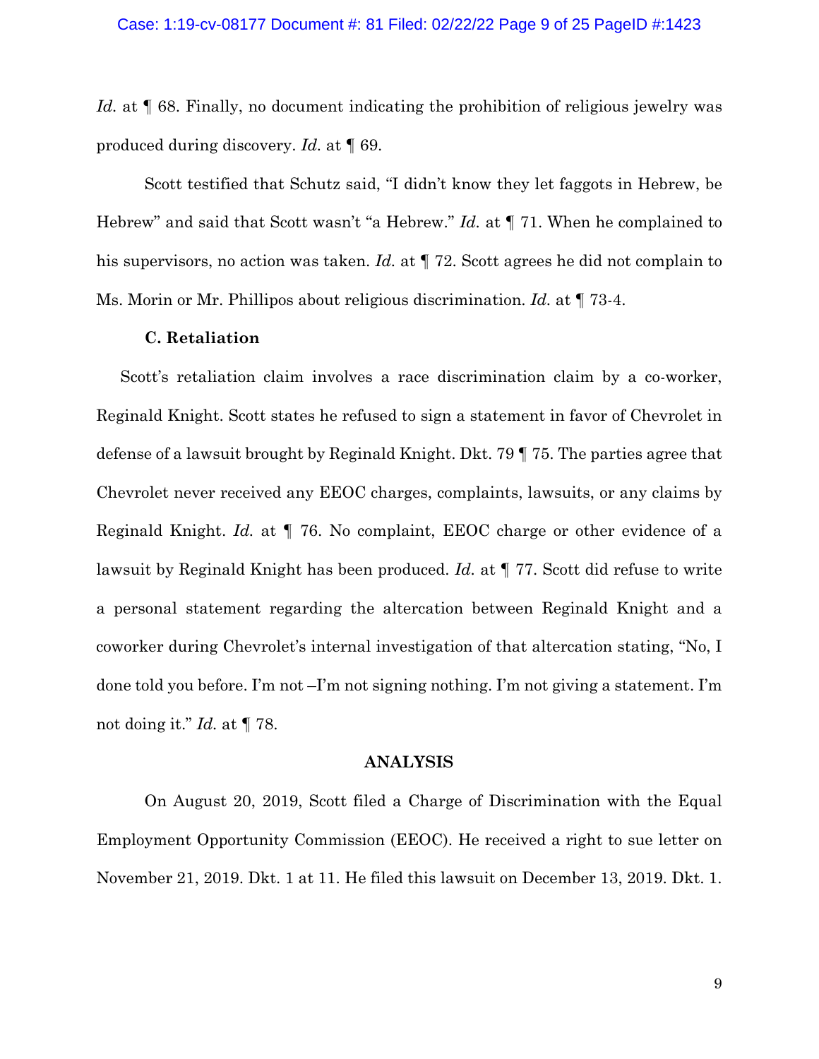*Id.* at ¶ 68. Finally, no document indicating the prohibition of religious jewelry was produced during discovery. *Id.* at ¶ 69.

Scott testified that Schutz said, "I didn't know they let faggots in Hebrew, be Hebrew" and said that Scott wasn't "a Hebrew." *Id.* at ¶ 71. When he complained to his supervisors, no action was taken. *Id.* at ¶ 72. Scott agrees he did not complain to Ms. Morin or Mr. Phillipos about religious discrimination. *Id.* at ¶ 73-4.

**C. Retaliation**

Scott's retaliation claim involves a race discrimination claim by a co-worker, Reginald Knight. Scott states he refused to sign a statement in favor of Chevrolet in defense of a lawsuit brought by Reginald Knight. Dkt. 79 ¶ 75. The parties agree that Chevrolet never received any EEOC charges, complaints, lawsuits, or any claims by Reginald Knight. *Id.* at ¶ 76. No complaint, EEOC charge or other evidence of a lawsuit by Reginald Knight has been produced. *Id.* at ¶ 77. Scott did refuse to write a personal statement regarding the altercation between Reginald Knight and a coworker during Chevrolet's internal investigation of that altercation stating, "No, I done told you before. I'm not –I'm not signing nothing. I'm not giving a statement. I'm not doing it." *Id.* at ¶ 78.

## ANALYSIS

On August 20, 2019, Scott filed a Charge of Discrimination with the Equal Employment Opportunity Commission (EEOC). He received a right to sue letter on November 21, 2019. Dkt. 1 at 11. He filed this lawsuit on December 13, 2019. Dkt. 1.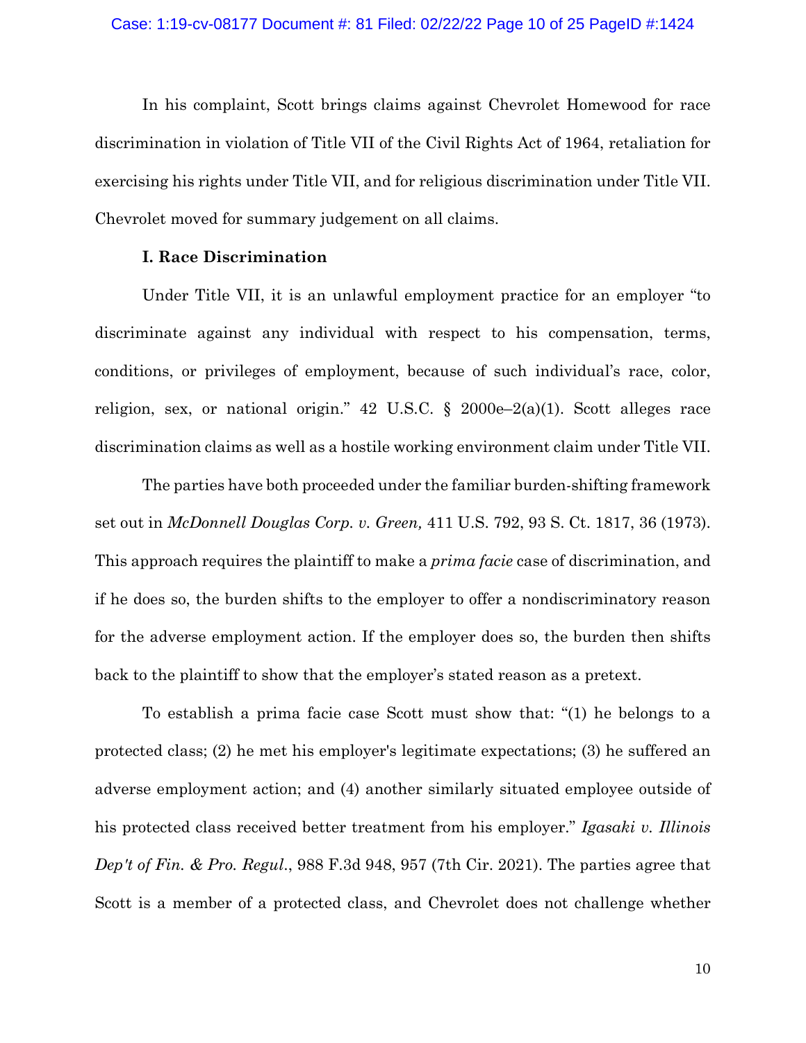In his complaint, Scott brings claims against Chevrolet Homewood for race discrimination in violation of Title VII of the Civil Rights Act of 1964, retaliation for exercising his rights under Title VII, and for religious discrimination under Title VII. Chevrolet moved for summary judgement on all claims.

### I. Race Discrimination

Under Title VII, it is an unlawful employment practice for an employer "to discriminate against any individual with respect to his compensation, terms, conditions, or privileges of employment, because of such individual's race, color, religion, sex, or national origin." 42 U.S.C. § 2000e–2(a)(1). Scott alleges race discrimination claims as well as a hostile working environment claim under Title VII.

The parties have both proceeded under the familiar burden-shifting framework set out in *McDonnell Douglas Corp. v. Green,* 411 U.S. 792, 93 S. Ct. 1817, 36 (1973). This approach requires the plaintiff to make a *prima facie* case of discrimination, and if he does so, the burden shifts to the employer to offer a nondiscriminatory reason for the adverse employment action. If the employer does so, the burden then shifts back to the plaintiff to show that the employer's stated reason as a pretext.

To establish a prima facie case Scott must show that: "(1) he belongs to a protected class; (2) he met his employer's legitimate expectations; (3) he suffered an adverse employment action; and (4) another similarly situated employee outside of his protected class received better treatment from his employer." *Igasaki v. Illinois Dep't of Fin. & Pro. Regul.*, 988 F.3d 948, 957 (7th Cir. 2021). The parties agree that Scott is a member of a protected class, and Chevrolet does not challenge whether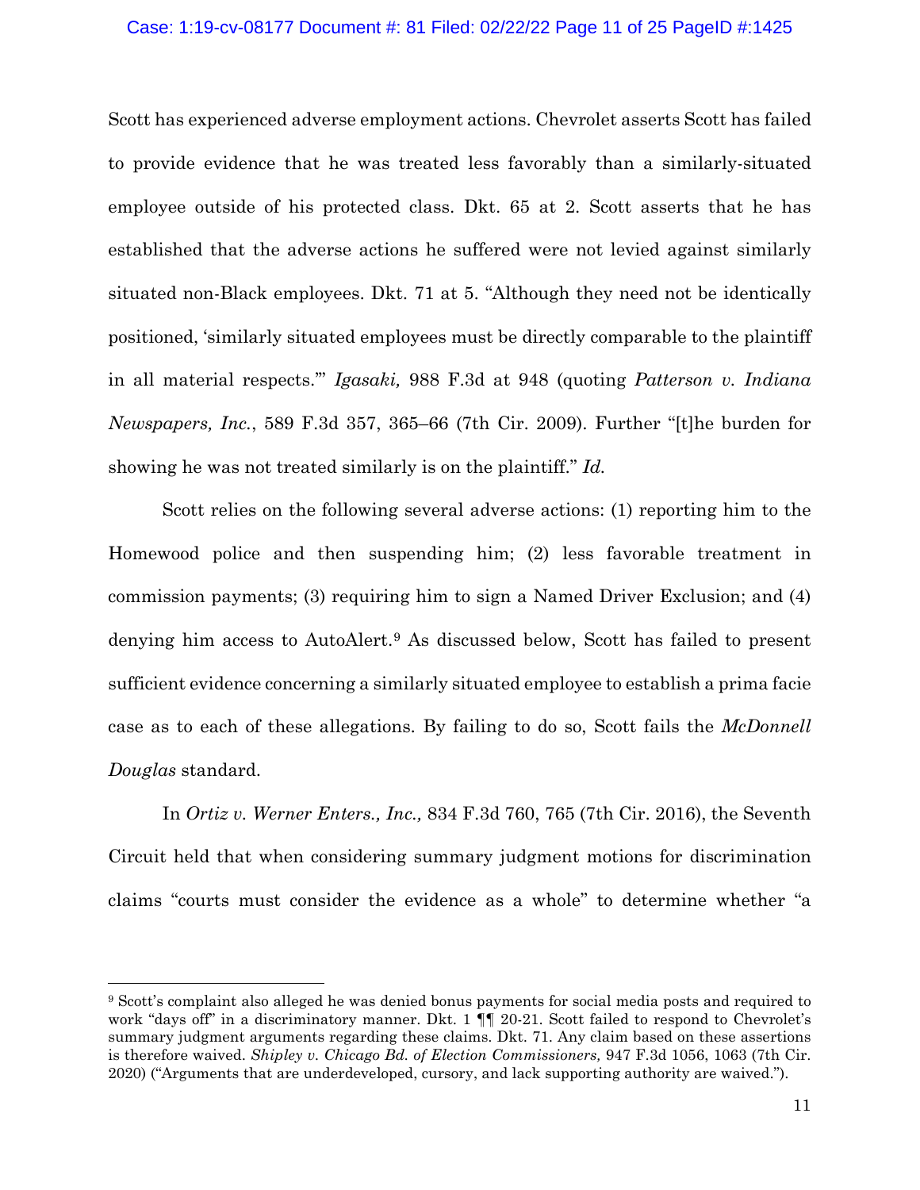Scott has experienced adverse employment actions. Chevrolet asserts Scott has failed to provide evidence that he was treated less favorably than a similarly-situated employee outside of his protected class. Dkt. 65 at 2. Scott asserts that he has established that the adverse actions he suffered were not levied against similarly situated non-Black employees. Dkt. 71 at 5. "Although they need not be identically positioned, 'similarly situated employees must be directly comparable to the plaintiff in all material respects.'" *Igasaki,* 988 F.3d at 948 (quoting *Patterson v. Indiana Newspapers, Inc.*, 589 F.3d 357, 365–66 (7th Cir. 2009). Further "[t]he burden for showing he was not treated similarly is on the plaintiff." *Id.*

Scott relies on the following several adverse actions: (1) reporting him to the Homewood police and then suspending him; (2) less favorable treatment in commission payments; (3) requiring him to sign a Named Driver Exclusion; and (4) denying him access to AutoAlert.[9] As discussed below, Scott has failed to present sufficient evidence concerning a similarly situated employee to establish a prima facie case as to each of these allegations. By failing to do so, Scott fails the *McDonnell Douglas* standard.

In *Ortiz v. Werner Enters., Inc.,* 834 F.3d 760, 765 (7th Cir. 2016), the Seventh Circuit held that when considering summary judgment motions for discrimination claims "courts must consider the evidence as a whole" to determine whether "a

---

[9] Scott's complaint also alleged he was denied bonus payments for social media posts and required to work "days off" in a discriminatory manner. Dkt. 1 ¶¶ 20-21. Scott failed to respond to Chevrolet's summary judgment arguments regarding these claims. Dkt. 71. Any claim based on these assertions is therefore waived. *Shipley v. Chicago Bd. of Election Commissioners,* 947 F.3d 1056, 1063 (7th Cir. 2020) ("Arguments that are underdeveloped, cursory, and lack supporting authority are waived.").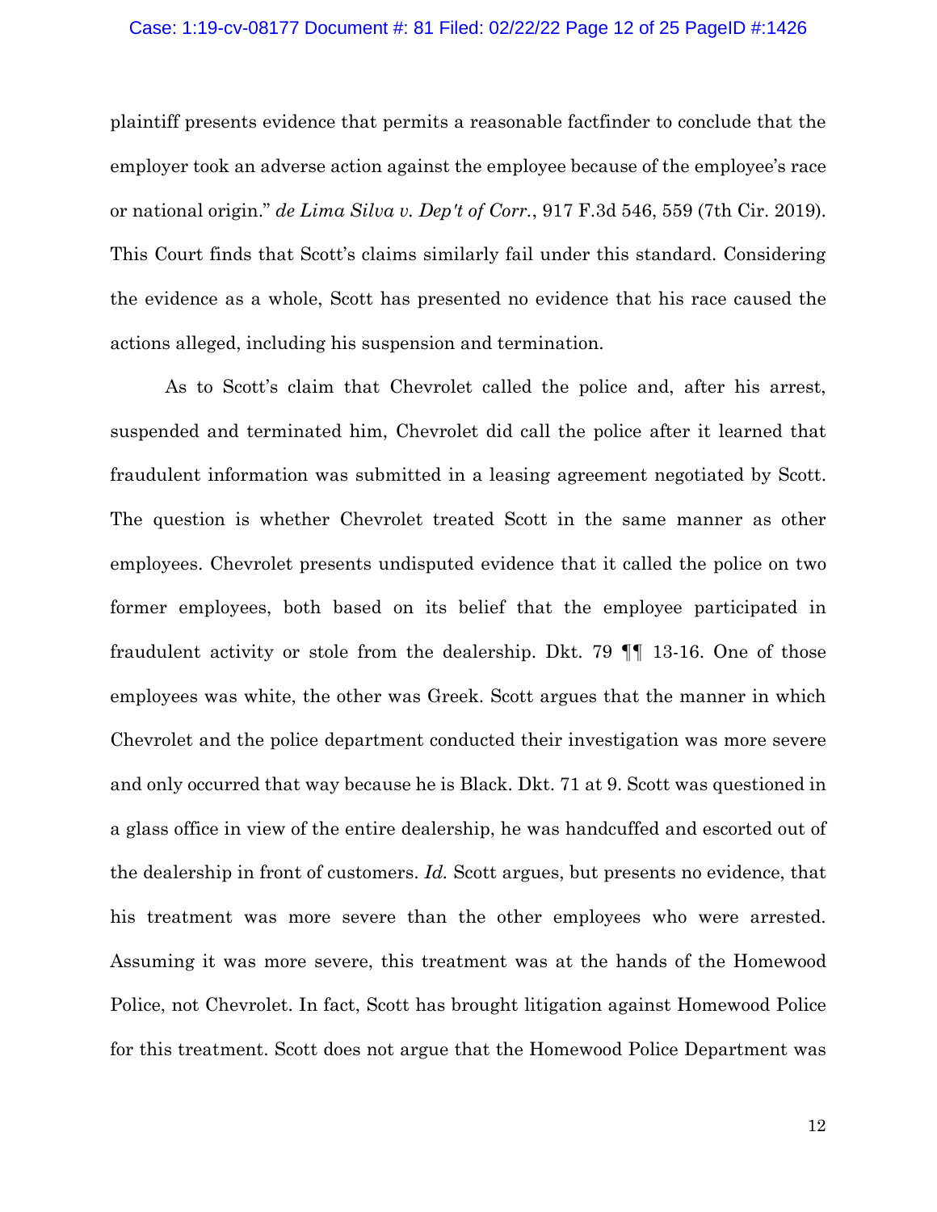plaintiff presents evidence that permits a reasonable factfinder to conclude that the employer took an adverse action against the employee because of the employee's race or national origin." *de Lima Silva v. Dep't of Corr.*, 917 F.3d 546, 559 (7th Cir. 2019). This Court finds that Scott's claims similarly fail under this standard. Considering the evidence as a whole, Scott has presented no evidence that his race caused the actions alleged, including his suspension and termination.

As to Scott's claim that Chevrolet called the police and, after his arrest, suspended and terminated him, Chevrolet did call the police after it learned that fraudulent information was submitted in a leasing agreement negotiated by Scott. The question is whether Chevrolet treated Scott in the same manner as other employees. Chevrolet presents undisputed evidence that it called the police on two former employees, both based on its belief that the employee participated in fraudulent activity or stole from the dealership. Dkt. 79 ¶¶ 13-16. One of those employees was white, the other was Greek. Scott argues that the manner in which Chevrolet and the police department conducted their investigation was more severe and only occurred that way because he is Black. Dkt. 71 at 9. Scott was questioned in a glass office in view of the entire dealership, he was handcuffed and escorted out of the dealership in front of customers. *Id.* Scott argues, but presents no evidence, that his treatment was more severe than the other employees who were arrested. Assuming it was more severe, this treatment was at the hands of the Homewood Police, not Chevrolet. In fact, Scott has brought litigation against Homewood Police for this treatment. Scott does not argue that the Homewood Police Department was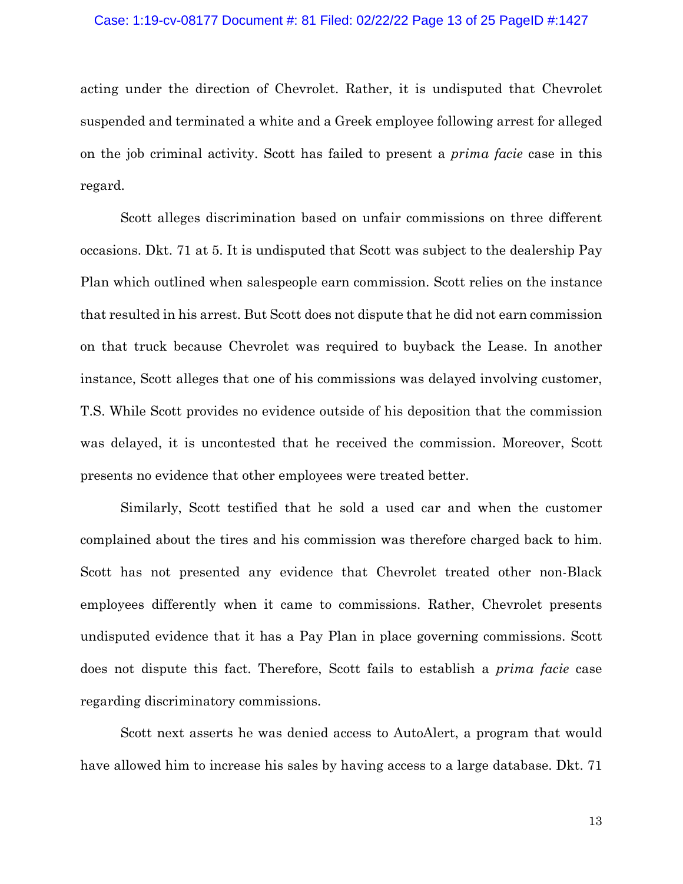acting under the direction of Chevrolet. Rather, it is undisputed that Chevrolet suspended and terminated a white and a Greek employee following arrest for alleged on the job criminal activity. Scott has failed to present a *prima facie* case in this regard.

Scott alleges discrimination based on unfair commissions on three different occasions. Dkt. 71 at 5. It is undisputed that Scott was subject to the dealership Pay Plan which outlined when salespeople earn commission. Scott relies on the instance that resulted in his arrest. But Scott does not dispute that he did not earn commission on that truck because Chevrolet was required to buyback the Lease. In another instance, Scott alleges that one of his commissions was delayed involving customer, T.S. While Scott provides no evidence outside of his deposition that the commission was delayed, it is uncontested that he received the commission. Moreover, Scott presents no evidence that other employees were treated better.

Similarly, Scott testified that he sold a used car and when the customer complained about the tires and his commission was therefore charged back to him. Scott has not presented any evidence that Chevrolet treated other non-Black employees differently when it came to commissions. Rather, Chevrolet presents undisputed evidence that it has a Pay Plan in place governing commissions. Scott does not dispute this fact. Therefore, Scott fails to establish a *prima facie* case regarding discriminatory commissions.

Scott next asserts he was denied access to AutoAlert, a program that would have allowed him to increase his sales by having access to a large database. Dkt. 71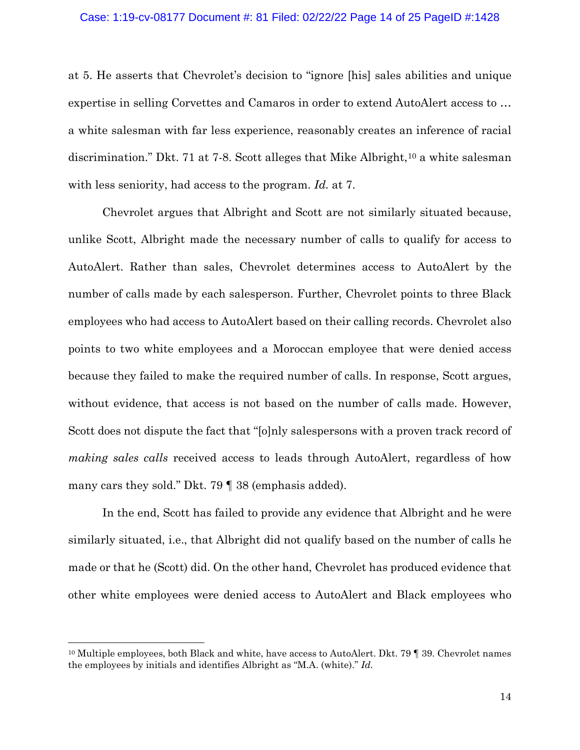at 5. He asserts that Chevrolet's decision to "ignore [his] sales abilities and unique expertise in selling Corvettes and Camaros in order to extend AutoAlert access to … a white salesman with far less experience, reasonably creates an inference of racial discrimination." Dkt. 71 at 7-8. Scott alleges that Mike Albright,[10] a white salesman with less seniority, had access to the program. *Id.* at 7.

Chevrolet argues that Albright and Scott are not similarly situated because, unlike Scott, Albright made the necessary number of calls to qualify for access to AutoAlert. Rather than sales, Chevrolet determines access to AutoAlert by the number of calls made by each salesperson. Further, Chevrolet points to three Black employees who had access to AutoAlert based on their calling records. Chevrolet also points to two white employees and a Moroccan employee that were denied access because they failed to make the required number of calls. In response, Scott argues, without evidence, that access is not based on the number of calls made. However, Scott does not dispute the fact that "[o]nly salespersons with a proven track record of *making sales calls* received access to leads through AutoAlert, regardless of how many cars they sold." Dkt. 79 ¶ 38 (emphasis added).

In the end, Scott has failed to provide any evidence that Albright and he were similarly situated, i.e., that Albright did not qualify based on the number of calls he made or that he (Scott) did. On the other hand, Chevrolet has produced evidence that other white employees were denied access to AutoAlert and Black employees who

[10] Multiple employees, both Black and white, have access to AutoAlert. Dkt. 79 ¶ 39. Chevrolet names the employees by initials and identifies Albright as "M.A. (white)." *Id.*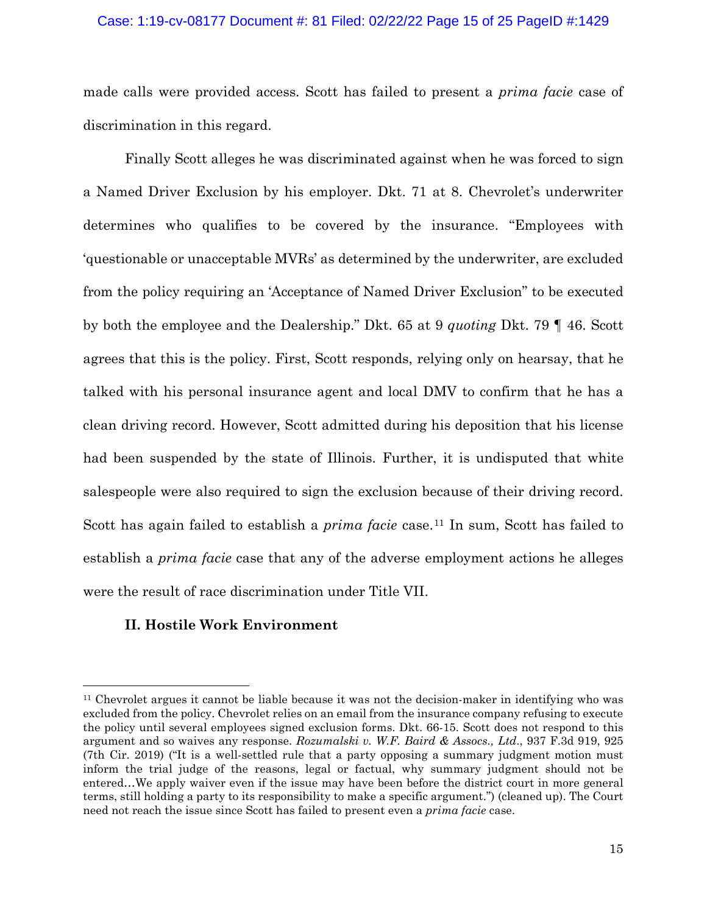made calls were provided access. Scott has failed to present a *prima facie* case of discrimination in this regard.

Finally Scott alleges he was discriminated against when he was forced to sign a Named Driver Exclusion by his employer. Dkt. 71 at 8. Chevrolet's underwriter determines who qualifies to be covered by the insurance. "Employees with 'questionable or unacceptable MVRs' as determined by the underwriter, are excluded from the policy requiring an 'Acceptance of Named Driver Exclusion" to be executed by both the employee and the Dealership." Dkt. 65 at 9 *quoting* Dkt. 79 ¶ 46. Scott agrees that this is the policy. First, Scott responds, relying only on hearsay, that he talked with his personal insurance agent and local DMV to confirm that he has a clean driving record. However, Scott admitted during his deposition that his license had been suspended by the state of Illinois. Further, it is undisputed that white salespeople were also required to sign the exclusion because of their driving record. Scott has again failed to establish a *prima facie* case.[11] In sum, Scott has failed to establish a *prima facie* case that any of the adverse employment actions he alleges were the result of race discrimination under Title VII.

### II. Hostile Work Environment

[11] Chevrolet argues it cannot be liable because it was not the decision-maker in identifying who was excluded from the policy. Chevrolet relies on an email from the insurance company refusing to execute the policy until several employees signed exclusion forms. Dkt. 66-15. Scott does not respond to this argument and so waives any response. *Rozumalski v. W.F. Baird & Assocs., Ltd.*, 937 F.3d 919, 925 (7th Cir. 2019) ("It is a well-settled rule that a party opposing a summary judgment motion must inform the trial judge of the reasons, legal or factual, why summary judgment should not be entered…We apply waiver even if the issue may have been before the district court in more general terms, still holding a party to its responsibility to make a specific argument.") (cleaned up). The Court need not reach the issue since Scott has failed to present even a *prima facie* case.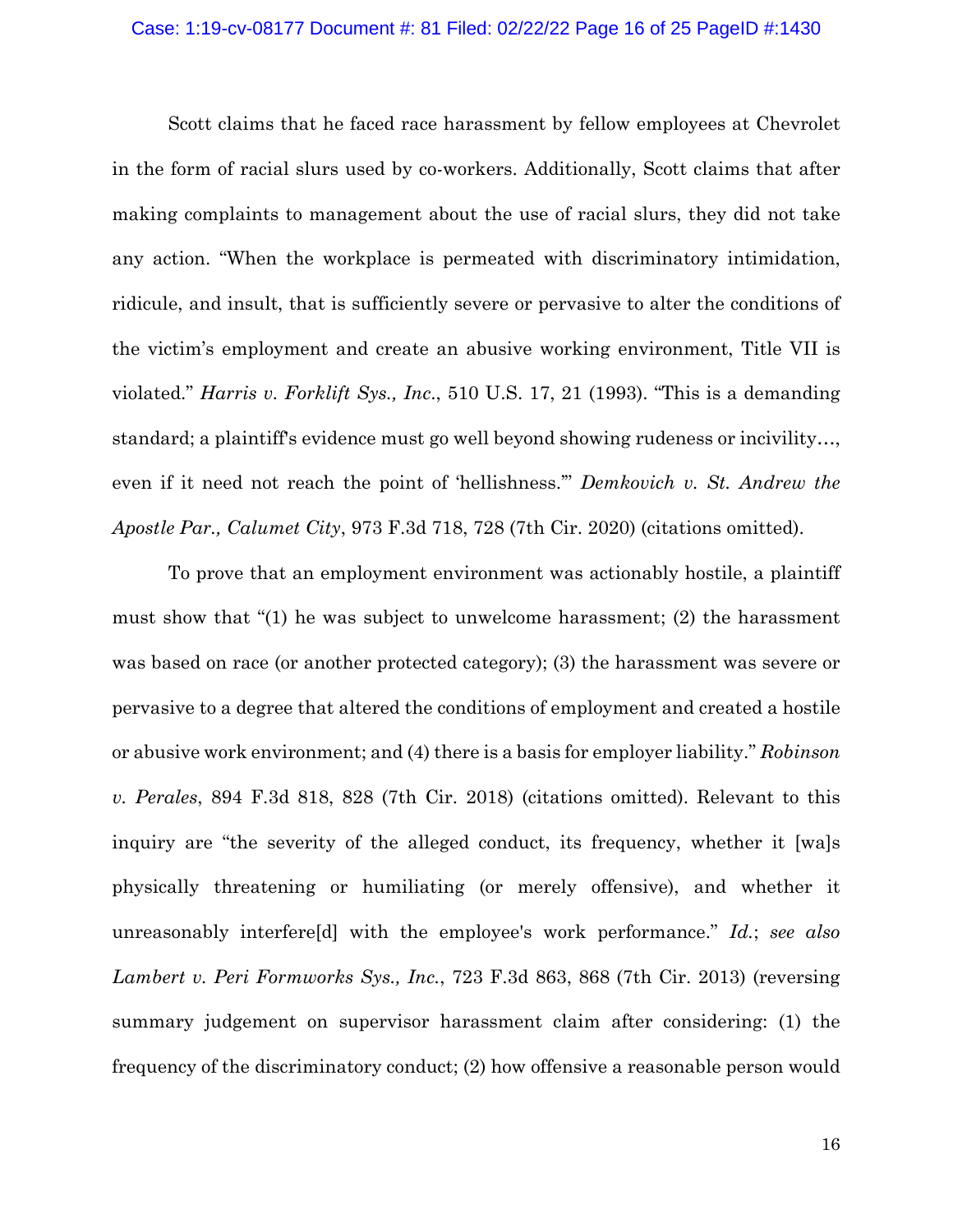Scott claims that he faced race harassment by fellow employees at Chevrolet in the form of racial slurs used by co-workers. Additionally, Scott claims that after making complaints to management about the use of racial slurs, they did not take any action. "When the workplace is permeated with discriminatory intimidation, ridicule, and insult, that is sufficiently severe or pervasive to alter the conditions of the victim's employment and create an abusive working environment, Title VII is violated." *Harris v. Forklift Sys., Inc.*, 510 U.S. 17, 21 (1993). "This is a demanding standard; a plaintiff's evidence must go well beyond showing rudeness or incivility…, even if it need not reach the point of 'hellishness.'" *Demkovich v. St. Andrew the Apostle Par., Calumet City*, 973 F.3d 718, 728 (7th Cir. 2020) (citations omitted).

To prove that an employment environment was actionably hostile, a plaintiff must show that "(1) he was subject to unwelcome harassment; (2) the harassment was based on race (or another protected category); (3) the harassment was severe or pervasive to a degree that altered the conditions of employment and created a hostile or abusive work environment; and (4) there is a basis for employer liability." *Robinson v. Perales*, 894 F.3d 818, 828 (7th Cir. 2018) (citations omitted). Relevant to this inquiry are "the severity of the alleged conduct, its frequency, whether it [wa]s physically threatening or humiliating (or merely offensive), and whether it unreasonably interfere[d] with the employee's work performance." *Id.*; *see also Lambert v. Peri Formworks Sys., Inc.*, 723 F.3d 863, 868 (7th Cir. 2013) (reversing summary judgement on supervisor harassment claim after considering: (1) the frequency of the discriminatory conduct; (2) how offensive a reasonable person would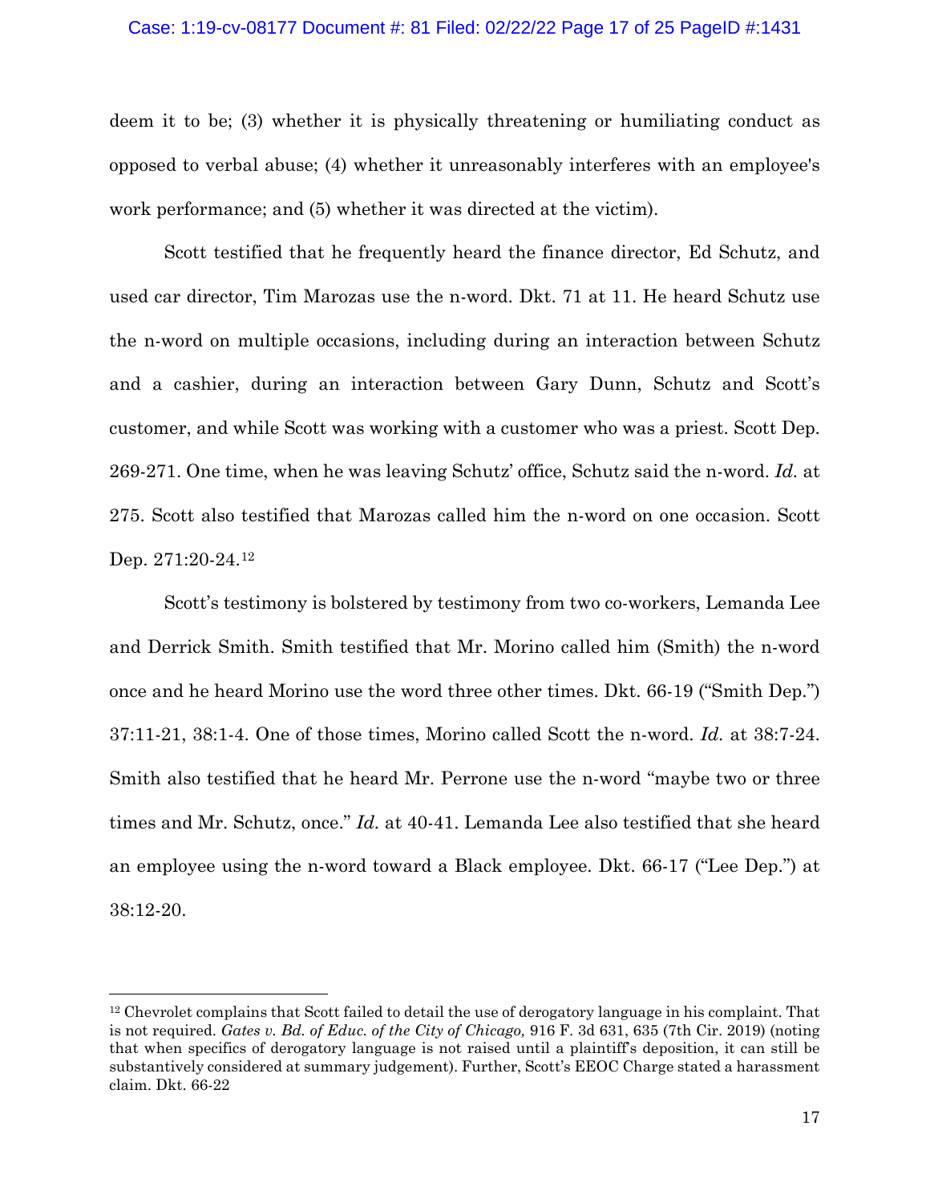deem it to be; (3) whether it is physically threatening or humiliating conduct as opposed to verbal abuse; (4) whether it unreasonably interferes with an employee's work performance; and (5) whether it was directed at the victim).

Scott testified that he frequently heard the finance director, Ed Schutz, and used car director, Tim Marozas use the n-word. Dkt. 71 at 11. He heard Schutz use the n-word on multiple occasions, including during an interaction between Schutz and a cashier, during an interaction between Gary Dunn, Schutz and Scott's customer, and while Scott was working with a customer who was a priest. Scott Dep. 269-271. One time, when he was leaving Schutz' office, Schutz said the n-word. *Id.* at 275. Scott also testified that Marozas called him the n-word on one occasion. Scott Dep. 271:20-24.[12]

Scott's testimony is bolstered by testimony from two co-workers, Lemanda Lee and Derrick Smith. Smith testified that Mr. Morino called him (Smith) the n-word once and he heard Morino use the word three other times. Dkt. 66-19 ("Smith Dep.") 37:11-21, 38:1-4. One of those times, Morino called Scott the n-word. *Id.* at 38:7-24. Smith also testified that he heard Mr. Perrone use the n-word "maybe two or three times and Mr. Schutz, once." *Id.* at 40-41. Lemanda Lee also testified that she heard an employee using the n-word toward a Black employee. Dkt. 66-17 ("Lee Dep.") at 38:12-20.

---

[12] Chevrolet complains that Scott failed to detail the use of derogatory language in his complaint. That is not required. *Gates v. Bd. of Educ. of the City of Chicago,* 916 F. 3d 631, 635 (7th Cir. 2019) (noting that when specifics of derogatory language is not raised until a plaintiff's deposition, it can still be substantively considered at summary judgement). Further, Scott's EEOC Charge stated a harassment claim. Dkt. 66-22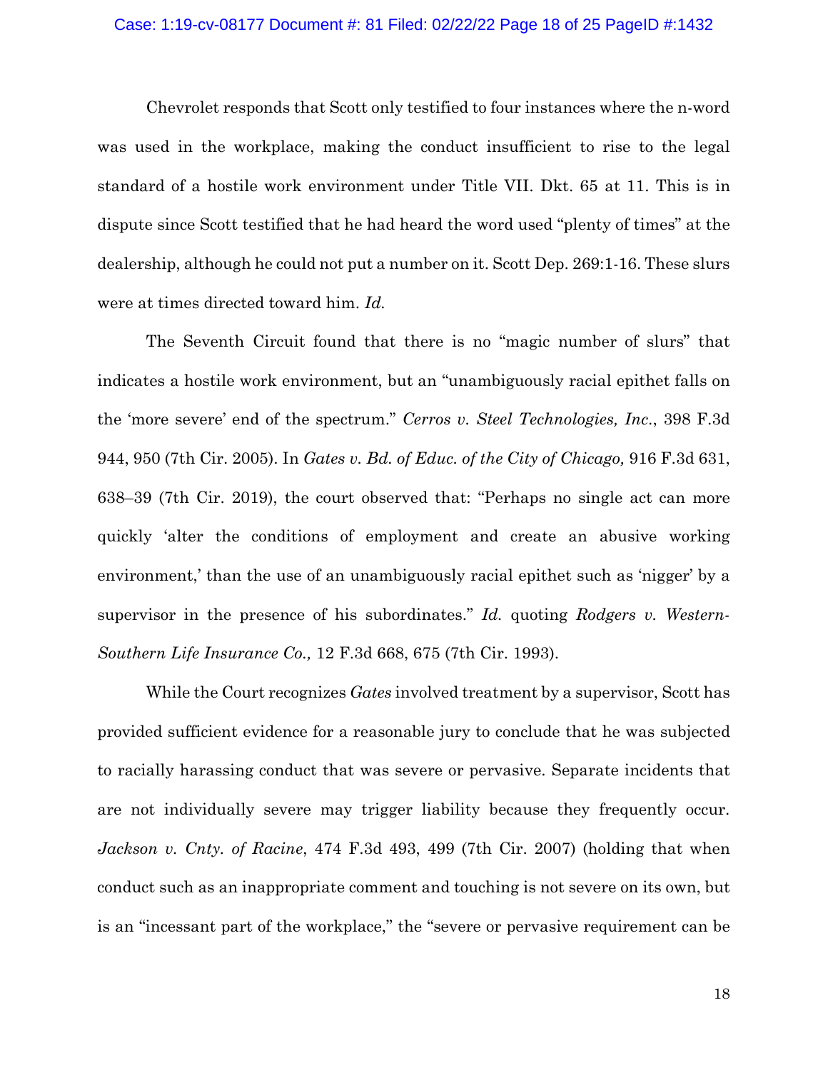Chevrolet responds that Scott only testified to four instances where the n-word was used in the workplace, making the conduct insufficient to rise to the legal standard of a hostile work environment under Title VII. Dkt. 65 at 11. This is in dispute since Scott testified that he had heard the word used "plenty of times" at the dealership, although he could not put a number on it. Scott Dep. 269:1-16. These slurs were at times directed toward him. *Id.*

The Seventh Circuit found that there is no "magic number of slurs" that indicates a hostile work environment, but an "unambiguously racial epithet falls on the 'more severe' end of the spectrum." *Cerros v. Steel Technologies, Inc.*, 398 F.3d 944, 950 (7th Cir. 2005). In *Gates v. Bd. of Educ. of the City of Chicago,* 916 F.3d 631, 638–39 (7th Cir. 2019), the court observed that: "Perhaps no single act can more quickly 'alter the conditions of employment and create an abusive working environment,' than the use of an unambiguously racial epithet such as 'nigger' by a supervisor in the presence of his subordinates." *Id.* quoting *Rodgers v. Western-Southern Life Insurance Co.,* 12 F.3d 668, 675 (7th Cir. 1993).

While the Court recognizes *Gates* involved treatment by a supervisor, Scott has provided sufficient evidence for a reasonable jury to conclude that he was subjected to racially harassing conduct that was severe or pervasive. Separate incidents that are not individually severe may trigger liability because they frequently occur. *Jackson v. Cnty. of Racine*, 474 F.3d 493, 499 (7th Cir. 2007) (holding that when conduct such as an inappropriate comment and touching is not severe on its own, but is an "incessant part of the workplace," the "severe or pervasive requirement can be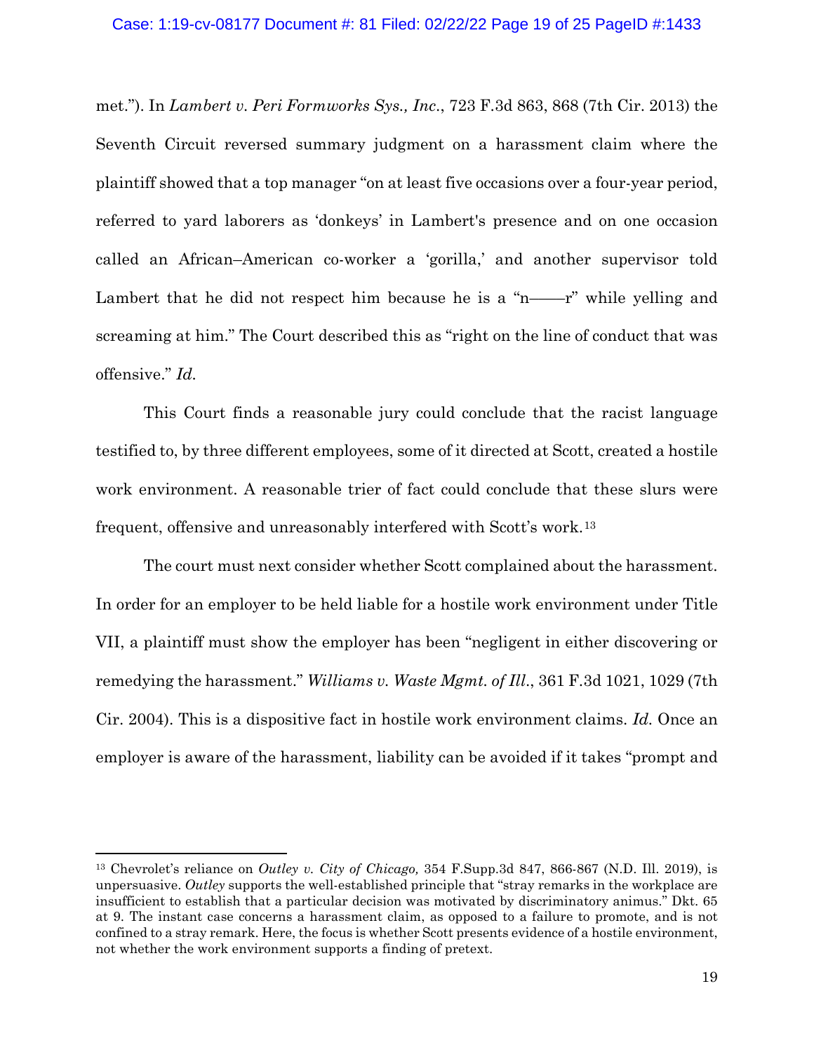met."). In *Lambert v. Peri Formworks Sys., Inc*., 723 F.3d 863, 868 (7th Cir. 2013) the Seventh Circuit reversed summary judgment on a harassment claim where the plaintiff showed that a top manager "on at least five occasions over a four-year period, referred to yard laborers as 'donkeys' in Lambert's presence and on one occasion called an African–American co-worker a 'gorilla,' and another supervisor told Lambert that he did not respect him because he is a "n——r" while yelling and screaming at him." The Court described this as "right on the line of conduct that was offensive." *Id.*

This Court finds a reasonable jury could conclude that the racist language testified to, by three different employees, some of it directed at Scott, created a hostile work environment. A reasonable trier of fact could conclude that these slurs were frequent, offensive and unreasonably interfered with Scott's work.[13]

The court must next consider whether Scott complained about the harassment. In order for an employer to be held liable for a hostile work environment under Title VII, a plaintiff must show the employer has been "negligent in either discovering or remedying the harassment." *Williams v. Waste Mgmt. of Ill*., 361 F.3d 1021, 1029 (7th Cir. 2004). This is a dispositive fact in hostile work environment claims. *Id.* Once an employer is aware of the harassment, liability can be avoided if it takes "prompt and

---

[13] Chevrolet's reliance on *Outley v. City of Chicago,* 354 F.Supp.3d 847, 866-867 (N.D. Ill. 2019), is unpersuasive. *Outley* supports the well-established principle that "stray remarks in the workplace are insufficient to establish that a particular decision was motivated by discriminatory animus." Dkt. 65 at 9. The instant case concerns a harassment claim, as opposed to a failure to promote, and is not confined to a stray remark. Here, the focus is whether Scott presents evidence of a hostile environment, not whether the work environment supports a finding of pretext.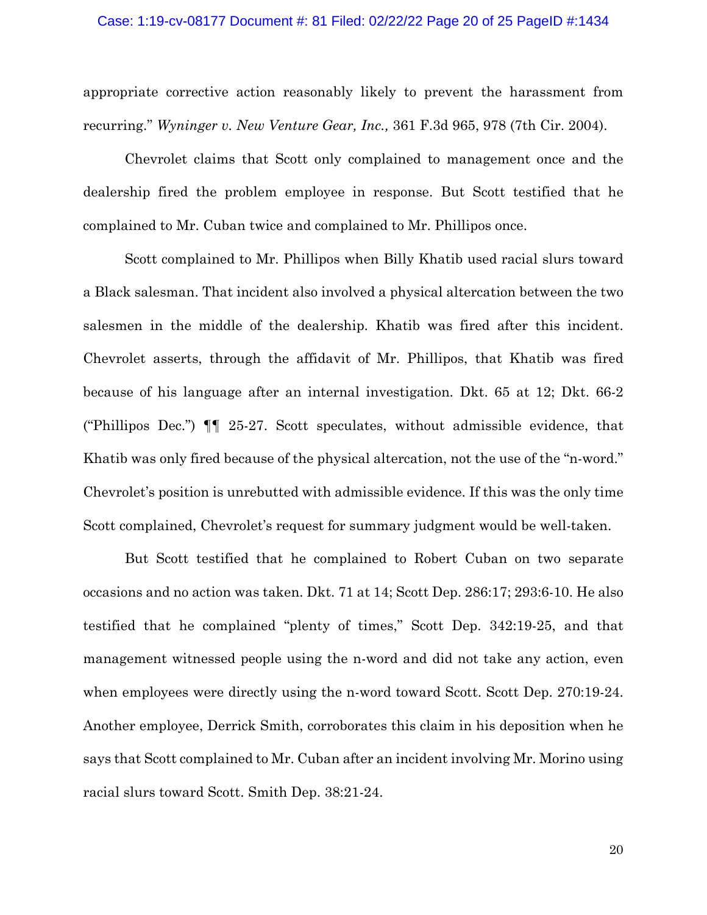appropriate corrective action reasonably likely to prevent the harassment from recurring." *Wyninger v. New Venture Gear, Inc.,* 361 F.3d 965, 978 (7th Cir. 2004).

Chevrolet claims that Scott only complained to management once and the dealership fired the problem employee in response. But Scott testified that he complained to Mr. Cuban twice and complained to Mr. Phillipos once.

Scott complained to Mr. Phillipos when Billy Khatib used racial slurs toward a Black salesman. That incident also involved a physical altercation between the two salesmen in the middle of the dealership. Khatib was fired after this incident. Chevrolet asserts, through the affidavit of Mr. Phillipos, that Khatib was fired because of his language after an internal investigation. Dkt. 65 at 12; Dkt. 66-2 ("Phillipos Dec.") ¶¶ 25-27. Scott speculates, without admissible evidence, that Khatib was only fired because of the physical altercation, not the use of the "n-word." Chevrolet's position is unrebutted with admissible evidence. If this was the only time Scott complained, Chevrolet's request for summary judgment would be well-taken.

But Scott testified that he complained to Robert Cuban on two separate occasions and no action was taken. Dkt. 71 at 14; Scott Dep. 286:17; 293:6-10. He also testified that he complained "plenty of times," Scott Dep. 342:19-25, and that management witnessed people using the n-word and did not take any action, even when employees were directly using the n-word toward Scott. Scott Dep. 270:19-24. Another employee, Derrick Smith, corroborates this claim in his deposition when he says that Scott complained to Mr. Cuban after an incident involving Mr. Morino using racial slurs toward Scott. Smith Dep. 38:21-24.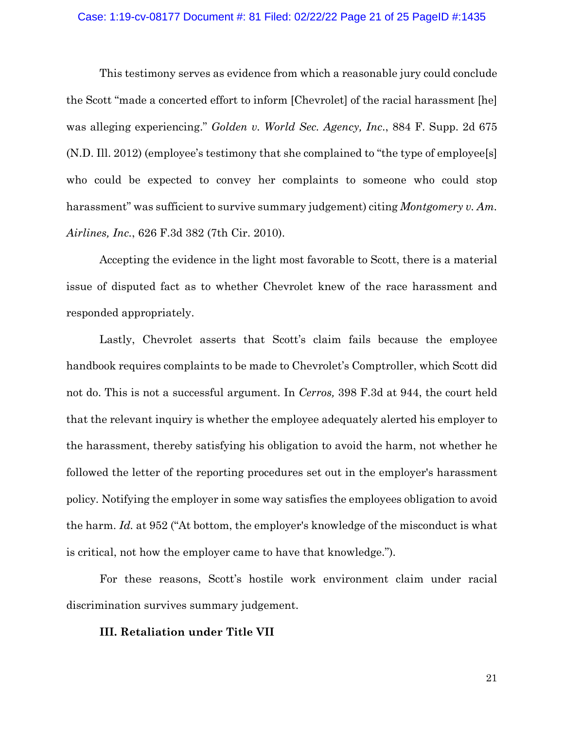This testimony serves as evidence from which a reasonable jury could conclude the Scott "made a concerted effort to inform [Chevrolet] of the racial harassment [he] was alleging experiencing." *Golden v. World Sec. Agency, Inc.*, 884 F. Supp. 2d 675 (N.D. Ill. 2012) (employee's testimony that she complained to "the type of employee[s] who could be expected to convey her complaints to someone who could stop harassment" was sufficient to survive summary judgement) citing *Montgomery v. Am. Airlines, Inc.*, 626 F.3d 382 (7th Cir. 2010).

Accepting the evidence in the light most favorable to Scott, there is a material issue of disputed fact as to whether Chevrolet knew of the race harassment and responded appropriately.

Lastly, Chevrolet asserts that Scott's claim fails because the employee handbook requires complaints to be made to Chevrolet's Comptroller, which Scott did not do. This is not a successful argument. In *Cerros,* 398 F.3d at 944, the court held that the relevant inquiry is whether the employee adequately alerted his employer to the harassment, thereby satisfying his obligation to avoid the harm, not whether he followed the letter of the reporting procedures set out in the employer's harassment policy. Notifying the employer in some way satisfies the employees obligation to avoid the harm. *Id.* at 952 ("At bottom, the employer's knowledge of the misconduct is what is critical, not how the employer came to have that knowledge.").

For these reasons, Scott's hostile work environment claim under racial discrimination survives summary judgement.

**III. Retaliation under Title VII**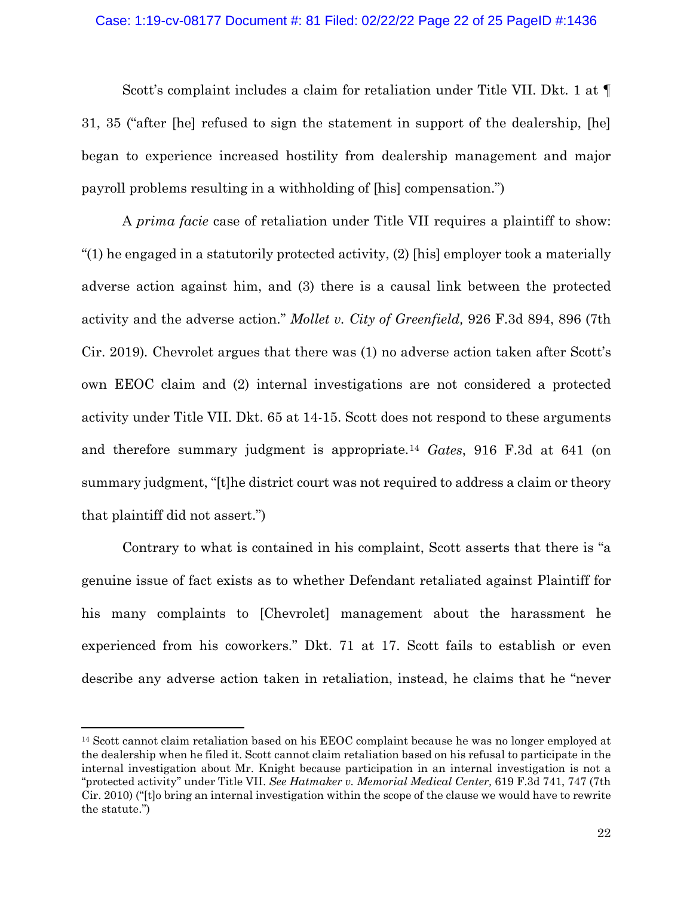Scott's complaint includes a claim for retaliation under Title VII. Dkt. 1 at ¶ 31, 35 ("after [he] refused to sign the statement in support of the dealership, [he] began to experience increased hostility from dealership management and major payroll problems resulting in a withholding of [his] compensation.")

A *prima facie* case of retaliation under Title VII requires a plaintiff to show: "(1) he engaged in a statutorily protected activity, (2) [his] employer took a materially adverse action against him, and (3) there is a causal link between the protected activity and the adverse action." *Mollet v. City of Greenfield,* 926 F.3d 894, 896 (7th Cir. 2019). Chevrolet argues that there was (1) no adverse action taken after Scott's own EEOC claim and (2) internal investigations are not considered a protected activity under Title VII. Dkt. 65 at 14-15. Scott does not respond to these arguments and therefore summary judgment is appropriate.[14] *Gates*, 916 F.3d at 641 (on summary judgment, "[t]he district court was not required to address a claim or theory that plaintiff did not assert.")

Contrary to what is contained in his complaint, Scott asserts that there is "a genuine issue of fact exists as to whether Defendant retaliated against Plaintiff for his many complaints to [Chevrolet] management about the harassment he experienced from his coworkers." Dkt. 71 at 17. Scott fails to establish or even describe any adverse action taken in retaliation, instead, he claims that he "never

---

[14] Scott cannot claim retaliation based on his EEOC complaint because he was no longer employed at the dealership when he filed it. Scott cannot claim retaliation based on his refusal to participate in the internal investigation about Mr. Knight because participation in an internal investigation is not a "protected activity" under Title VII. *See Hatmaker v. Memorial Medical Center,* 619 F.3d 741, 747 (7th Cir. 2010) ("[t]o bring an internal investigation within the scope of the clause we would have to rewrite the statute.")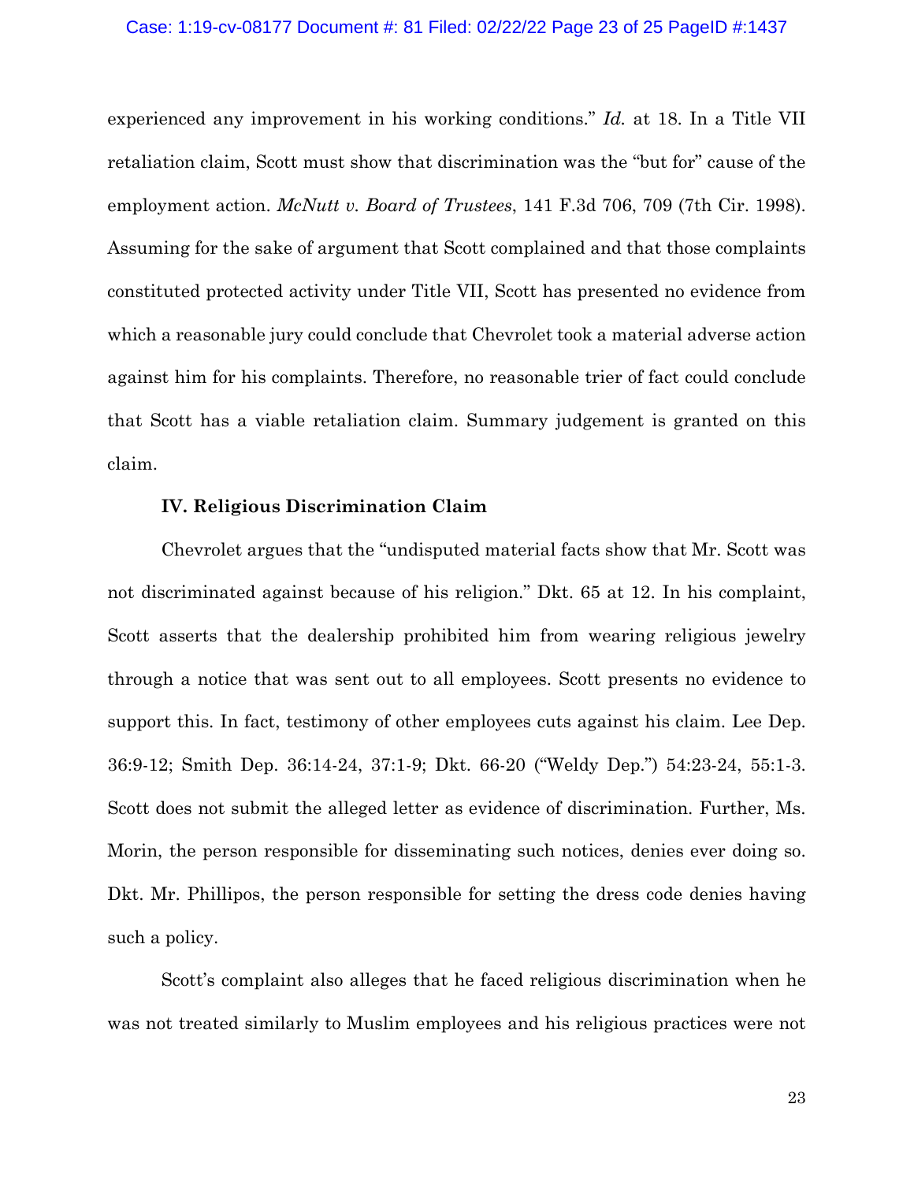experienced any improvement in his working conditions." *Id.* at 18. In a Title VII retaliation claim, Scott must show that discrimination was the "but for" cause of the employment action. *McNutt v. Board of Trustees*, 141 F.3d 706, 709 (7th Cir. 1998). Assuming for the sake of argument that Scott complained and that those complaints constituted protected activity under Title VII, Scott has presented no evidence from which a reasonable jury could conclude that Chevrolet took a material adverse action against him for his complaints. Therefore, no reasonable trier of fact could conclude that Scott has a viable retaliation claim. Summary judgement is granted on this claim.

### IV. Religious Discrimination Claim

Chevrolet argues that the "undisputed material facts show that Mr. Scott was not discriminated against because of his religion." Dkt. 65 at 12. In his complaint, Scott asserts that the dealership prohibited him from wearing religious jewelry through a notice that was sent out to all employees. Scott presents no evidence to support this. In fact, testimony of other employees cuts against his claim. Lee Dep. 36:9-12; Smith Dep. 36:14-24, 37:1-9; Dkt. 66-20 ("Weldy Dep.") 54:23-24, 55:1-3. Scott does not submit the alleged letter as evidence of discrimination. Further, Ms. Morin, the person responsible for disseminating such notices, denies ever doing so. Dkt. Mr. Phillipos, the person responsible for setting the dress code denies having such a policy.

Scott's complaint also alleges that he faced religious discrimination when he was not treated similarly to Muslim employees and his religious practices were not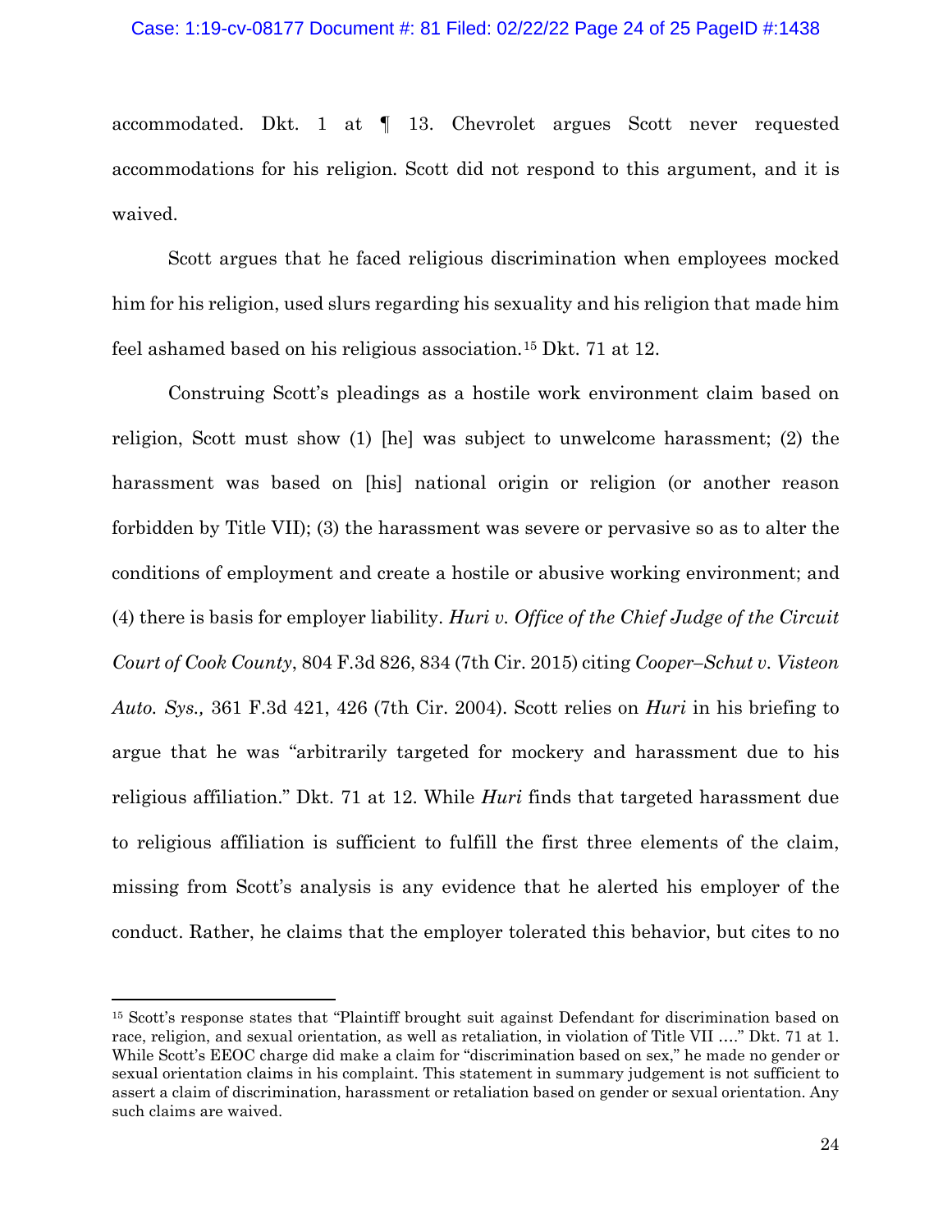accommodated. Dkt. 1 at ¶ 13. Chevrolet argues Scott never requested accommodations for his religion. Scott did not respond to this argument, and it is waived.

Scott argues that he faced religious discrimination when employees mocked him for his religion, used slurs regarding his sexuality and his religion that made him feel ashamed based on his religious association.[15] Dkt. 71 at 12.

Construing Scott's pleadings as a hostile work environment claim based on religion, Scott must show (1) [he] was subject to unwelcome harassment; (2) the harassment was based on [his] national origin or religion (or another reason forbidden by Title VII); (3) the harassment was severe or pervasive so as to alter the conditions of employment and create a hostile or abusive working environment; and (4) there is basis for employer liability. *Huri v. Office of the Chief Judge of the Circuit Court of Cook County*, 804 F.3d 826, 834 (7th Cir. 2015) citing *Cooper–Schut v. Visteon Auto. Sys.,* 361 F.3d 421, 426 (7th Cir. 2004). Scott relies on *Huri* in his briefing to argue that he was "arbitrarily targeted for mockery and harassment due to his religious affiliation." Dkt. 71 at 12. While *Huri* finds that targeted harassment due to religious affiliation is sufficient to fulfill the first three elements of the claim, missing from Scott's analysis is any evidence that he alerted his employer of the conduct. Rather, he claims that the employer tolerated this behavior, but cites to no

[15] Scott's response states that "Plaintiff brought suit against Defendant for discrimination based on race, religion, and sexual orientation, as well as retaliation, in violation of Title VII …." Dkt. 71 at 1. While Scott's EEOC charge did make a claim for "discrimination based on sex," he made no gender or sexual orientation claims in his complaint. This statement in summary judgement is not sufficient to assert a claim of discrimination, harassment or retaliation based on gender or sexual orientation. Any such claims are waived.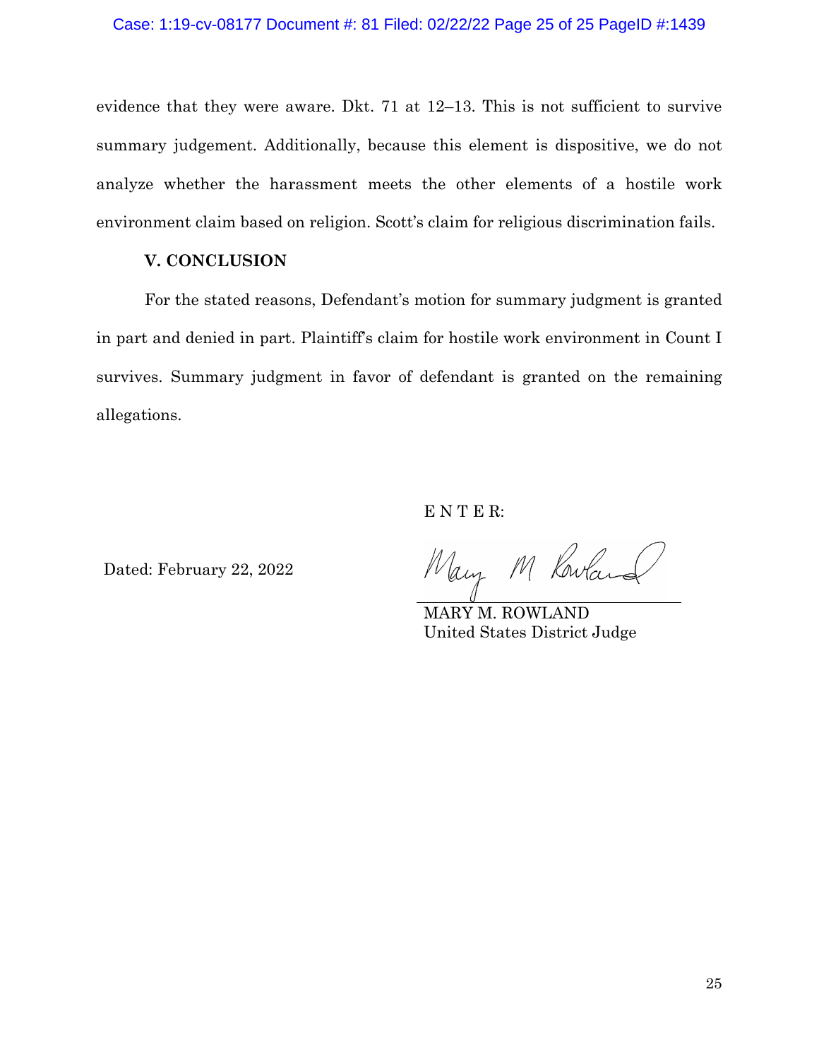evidence that they were aware. Dkt. 71 at 12–13. This is not sufficient to survive summary judgement. Additionally, because this element is dispositive, we do not analyze whether the harassment meets the other elements of a hostile work environment claim based on religion. Scott's claim for religious discrimination fails.

## V. CONCLUSION

For the stated reasons, Defendant's motion for summary judgment is granted in part and denied in part. Plaintiff's claim for hostile work environment in Count I survives. Summary judgment in favor of defendant is granted on the remaining allegations.

E N T E R:

Dated: February 22, 2022

MARY M. ROWLAND
United States District Judge